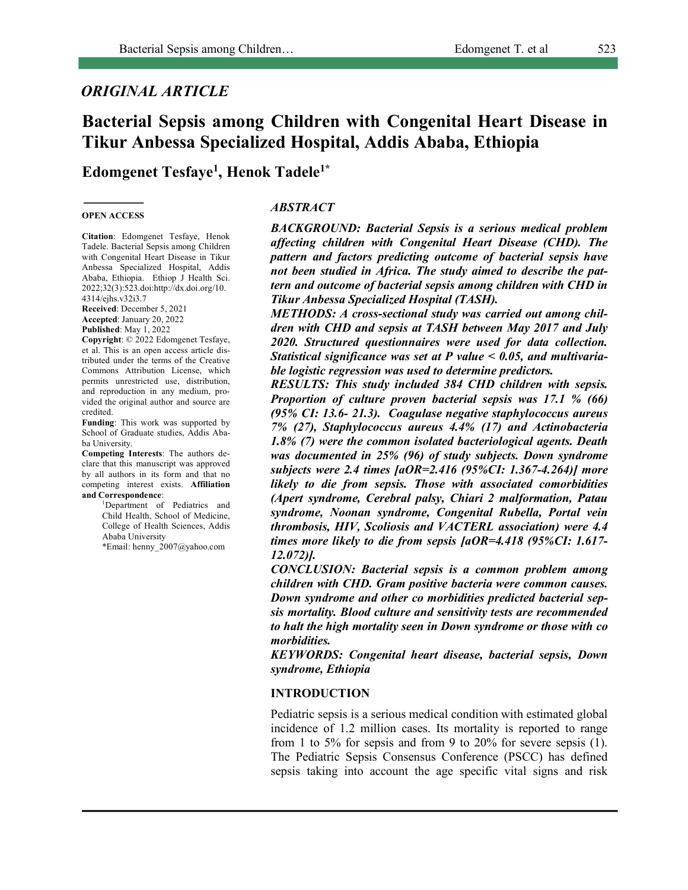*ORIGINAL ARTICLE*

# Bacterial Sepsis among Children with Congenital Heart Disease in Tikur Anbessa Specialized Hospital, Addis Ababa, Ethiopia

**Edomgenet Tesfaye[1], Henok Tadele[1*]**

**OPEN ACCESS**

**Citation**: Edomgenet Tesfaye, Henok Tadele. Bacterial Sepsis among Children with Congenital Heart Disease in Tikur Anbessa Specialized Hospital, Addis Ababa, Ethiopia. Ethiop J Health Sci. 2022;32(3):523.doi:http://dx.doi.org/10.4314/ejhs.v32i3.7

**Received**: December 5, 2021

**Accepted**: January 20, 2022

**Published**: May 1, 2022

**Copyright**: © 2022 Edomgenet Tesfaye, et al. This is an open access article distributed under the terms of the Creative Commons Attribution License, which permits unrestricted use, distribution, and reproduction in any medium, provided the original author and source are credited.

**Funding**: This work was supported by School of Graduate studies, Addis Ababa University.

**Competing Interests**: The authors declare that this manuscript was approved by all authors in its form and that no competing interest exists. **Affiliation and Correspondence**:

[1]Department of Pediatrics and Child Health, School of Medicine, College of Health Sciences, Addis Ababa University

*Email: henny_2007@yahoo.com

***ABSTRACT***

***BACKGROUND: Bacterial Sepsis is a serious medical problem affecting children with Congenital Heart Disease (CHD). The pattern and factors predicting outcome of bacterial sepsis have not been studied in Africa. The study aimed to describe the pattern and outcome of bacterial sepsis among children with CHD in Tikur Anbessa Specialized Hospital (TASH).***

***METHODS: A cross-sectional study was carried out among children with CHD and sepsis at TASH between May 2017 and July 2020. Structured questionnaires were used for data collection. Statistical significance was set at P value < 0.05, and multivariable logistic regression was used to determine predictors.***

***RESULTS: This study included 384 CHD children with sepsis. Proportion of culture proven bacterial sepsis was 17.1 % (66) (95% CI: 13.6- 21.3). Coagulase negative staphylococcus aureus 7% (27), Staphylococcus aureus 4.4% (17) and Actinobacteria 1.8% (7) were the common isolated bacteriological agents. Death was documented in 25% (96) of study subjects. Down syndrome subjects were 2.4 times [aOR=2.416 (95%CI: 1.367-4.264)] more likely to die from sepsis. Those with associated comorbidities (Apert syndrome, Cerebral palsy, Chiari 2 malformation, Patau syndrome, Noonan syndrome, Congenital Rubella, Portal vein thrombosis, HIV, Scoliosis and VACTERL association) were 4.4 times more likely to die from sepsis [aOR=4.418 (95%CI: 1.617-12.072)].***

***CONCLUSION: Bacterial sepsis is a common problem among children with CHD. Gram positive bacteria were common causes. Down syndrome and other co morbidities predicted bacterial sepsis mortality. Blood culture and sensitivity tests are recommended to halt the high mortality seen in Down syndrome or those with co morbidities.***

***KEYWORDS: Congenital heart disease, bacterial sepsis, Down syndrome, Ethiopia***

## INTRODUCTION

Pediatric sepsis is a serious medical condition with estimated global incidence of 1.2 million cases. Its mortality is reported to range from 1 to 5% for sepsis and from 9 to 20% for severe sepsis (1). The Pediatric Sepsis Consensus Conference (PSCC) has defined sepsis taking into account the age specific vital signs and risk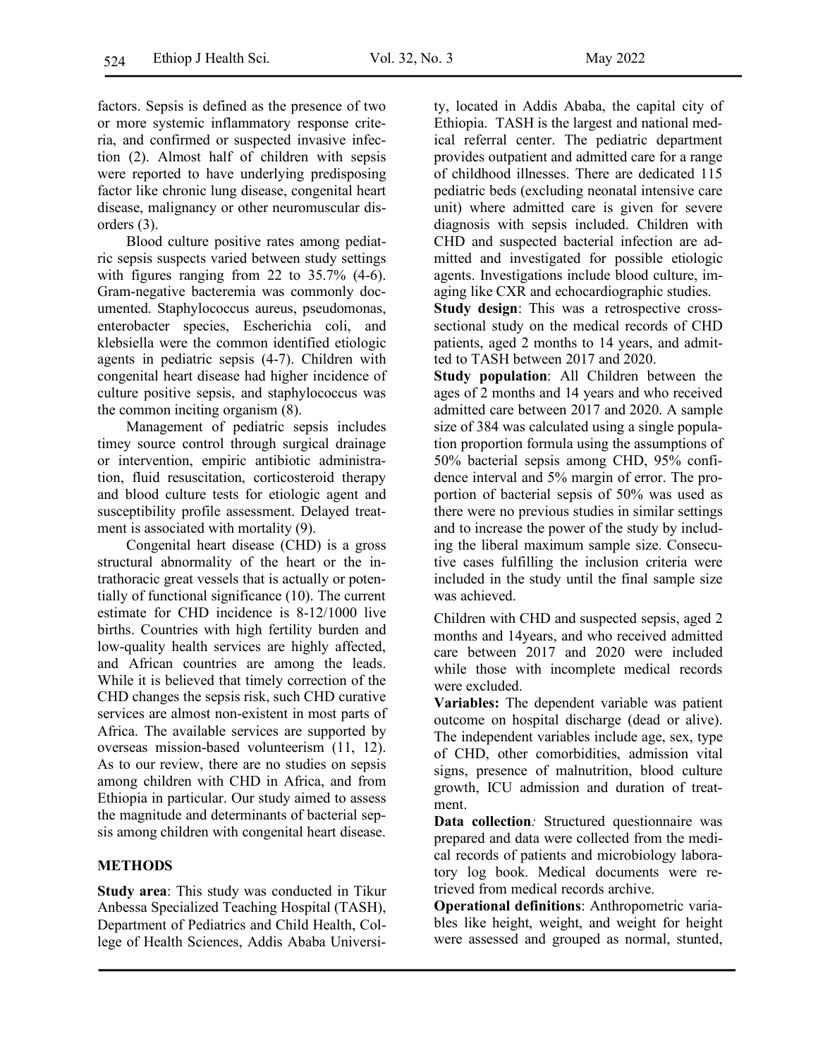factors. Sepsis is defined as the presence of two or more systemic inflammatory response criteria, and confirmed or suspected invasive infection (2). Almost half of children with sepsis were reported to have underlying predisposing factor like chronic lung disease, congenital heart disease, malignancy or other neuromuscular disorders (3).

Blood culture positive rates among pediatric sepsis suspects varied between study settings with figures ranging from 22 to 35.7% (4-6). Gram-negative bacteremia was commonly documented. Staphylococcus aureus, pseudomonas, enterobacter species, Escherichia coli, and klebsiella were the common identified etiologic agents in pediatric sepsis (4-7). Children with congenital heart disease had higher incidence of culture positive sepsis, and staphylococcus was the common inciting organism (8).

Management of pediatric sepsis includes timey source control through surgical drainage or intervention, empiric antibiotic administration, fluid resuscitation, corticosteroid therapy and blood culture tests for etiologic agent and susceptibility profile assessment. Delayed treatment is associated with mortality (9).

Congenital heart disease (CHD) is a gross structural abnormality of the heart or the intrathoracic great vessels that is actually or potentially of functional significance (10). The current estimate for CHD incidence is 8-12/1000 live births. Countries with high fertility burden and low-quality health services are highly affected, and African countries are among the leads. While it is believed that timely correction of the CHD changes the sepsis risk, such CHD curative services are almost non-existent in most parts of Africa. The available services are supported by overseas mission-based volunteerism (11, 12). As to our review, there are no studies on sepsis among children with CHD in Africa, and from Ethiopia in particular. Our study aimed to assess the magnitude and determinants of bacterial sepsis among children with congenital heart disease.

## METHODS

**Study area**: This study was conducted in Tikur Anbessa Specialized Teaching Hospital (TASH), Department of Pediatrics and Child Health, College of Health Sciences, Addis Ababa University, located in Addis Ababa, the capital city of Ethiopia. TASH is the largest and national medical referral center. The pediatric department provides outpatient and admitted care for a range of childhood illnesses. There are dedicated 115 pediatric beds (excluding neonatal intensive care unit) where admitted care is given for severe diagnosis with sepsis included. Children with CHD and suspected bacterial infection are admitted and investigated for possible etiologic agents. Investigations include blood culture, imaging like CXR and echocardiographic studies.

**Study design**: This was a retrospective cross-sectional study on the medical records of CHD patients, aged 2 months to 14 years, and admitted to TASH between 2017 and 2020.

**Study population**: All Children between the ages of 2 months and 14 years and who received admitted care between 2017 and 2020. A sample size of 384 was calculated using a single population proportion formula using the assumptions of 50% bacterial sepsis among CHD, 95% confidence interval and 5% margin of error. The proportion of bacterial sepsis of 50% was used as there were no previous studies in similar settings and to increase the power of the study by including the liberal maximum sample size. Consecutive cases fulfilling the inclusion criteria were included in the study until the final sample size was achieved.

Children with CHD and suspected sepsis, aged 2 months and 14years, and who received admitted care between 2017 and 2020 were included while those with incomplete medical records were excluded.

**Variables:** The dependent variable was patient outcome on hospital discharge (dead or alive). The independent variables include age, sex, type of CHD, other comorbidities, admission vital signs, presence of malnutrition, blood culture growth, ICU admission and duration of treatment.

**Data collection***:* Structured questionnaire was prepared and data were collected from the medical records of patients and microbiology laboratory log book. Medical documents were retrieved from medical records archive.

**Operational definitions**: Anthropometric variables like height, weight, and weight for height were assessed and grouped as normal, stunted,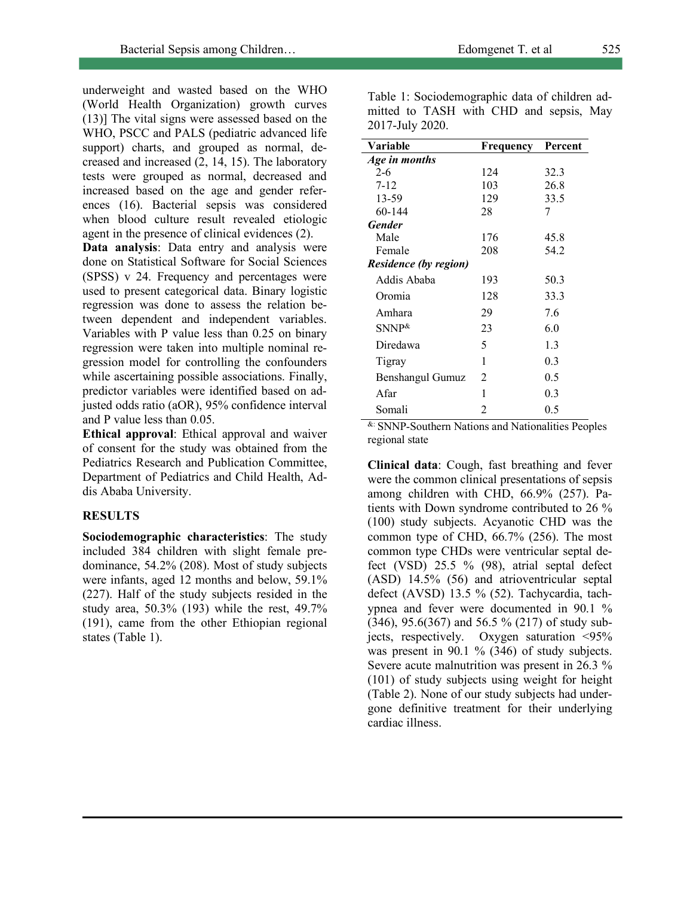underweight and wasted based on the WHO (World Health Organization) growth curves (13)] The vital signs were assessed based on the WHO, PSCC and PALS (pediatric advanced life support) charts, and grouped as normal, decreased and increased (2, 14, 15). The laboratory tests were grouped as normal, decreased and increased based on the age and gender references (16). Bacterial sepsis was considered when blood culture result revealed etiologic agent in the presence of clinical evidences (2).

**Data analysis**: Data entry and analysis were done on Statistical Software for Social Sciences (SPSS) v 24. Frequency and percentages were used to present categorical data. Binary logistic regression was done to assess the relation between dependent and independent variables. Variables with P value less than 0.25 on binary regression were taken into multiple nominal regression model for controlling the confounders while ascertaining possible associations. Finally, predictor variables were identified based on adjusted odds ratio (aOR), 95% confidence interval and P value less than 0.05.

**Ethical approval**: Ethical approval and waiver of consent for the study was obtained from the Pediatrics Research and Publication Committee, Department of Pediatrics and Child Health, Addis Ababa University.

## RESULTS

**Sociodemographic characteristics**: The study included 384 children with slight female predominance, 54.2% (208). Most of study subjects were infants, aged 12 months and below, 59.1% (227). Half of the study subjects resided in the study area, 50.3% (193) while the rest, 49.7% (191), came from the other Ethiopian regional states (Table 1).

Table 1: Sociodemographic data of children admitted to TASH with CHD and sepsis, May 2017-July 2020.

| Variable | Frequency | Percent |
|---|---|---|
| ***Age in months*** | | |
| 2-6 | 124 | 32.3 |
| 7-12 | 103 | 26.8 |
| 13-59 | 129 | 33.5 |
| 60-144 | 28 | 7 |
| ***Gender*** | | |
| Male | 176 | 45.8 |
| Female | 208 | 54.2 |
| ***Residence (by region)*** | | |
| Addis Ababa | 193 | 50.3 |
| Oromia | 128 | 33.3 |
| Amhara | 29 | 7.6 |
| SNNP[&] | 23 | 6.0 |
| Diredawa | 5 | 1.3 |
| Tigray | 1 | 0.3 |
| Benshangul Gumuz | 2 | 0.5 |
| Afar | 1 | 0.3 |
| Somali | 2 | 0.5 |

[&]: SNNP-Southern Nations and Nationalities Peoples regional state

**Clinical data**: Cough, fast breathing and fever were the common clinical presentations of sepsis among children with CHD, 66.9% (257). Patients with Down syndrome contributed to 26 % (100) study subjects. Acyanotic CHD was the common type of CHD, 66.7% (256). The most common type CHDs were ventricular septal defect (VSD) 25.5 % (98), atrial septal defect (ASD) 14.5% (56) and atrioventricular septal defect (AVSD) 13.5 % (52). Tachycardia, tachypnea and fever were documented in 90.1 % (346), 95.6(367) and 56.5 % (217) of study subjects, respectively. Oxygen saturation <95% was present in 90.1 % (346) of study subjects. Severe acute malnutrition was present in 26.3 % (101) of study subjects using weight for height (Table 2). None of our study subjects had undergone definitive treatment for their underlying cardiac illness.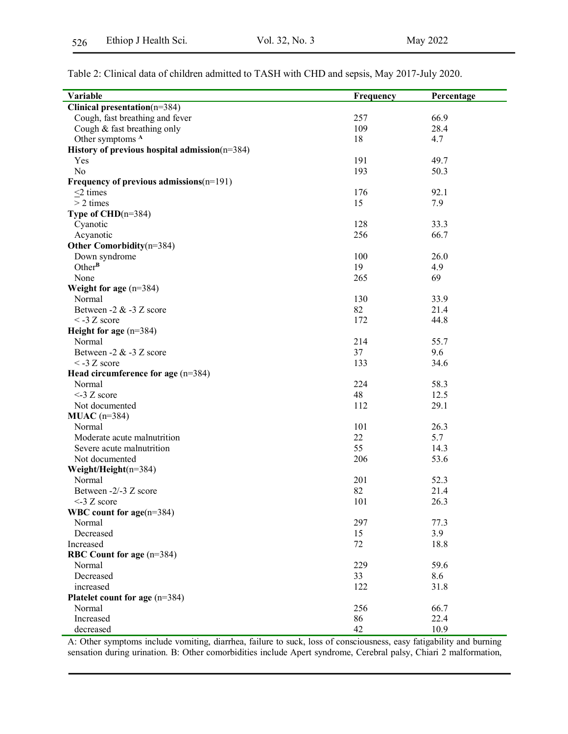Table 2: Clinical data of children admitted to TASH with CHD and sepsis, May 2017-July 2020.

| Variable | Frequency | Percentage |
|---|---|---|
| **Clinical presentation**(n=384) | | |
| Cough, fast breathing and fever | 257 | 66.9 |
| Cough & fast breathing only | 109 | 28.4 |
| Other symptoms [A] | 18 | 4.7 |
| **History of previous hospital admission**(n=384) | | |
| Yes | 191 | 49.7 |
| No | 193 | 50.3 |
| **Frequency of previous admissions**(n=191) | | |
| ≤2 times | 176 | 92.1 |
| > 2 times | 15 | 7.9 |
| **Type of CHD**(n=384) | | |
| Cyanotic | 128 | 33.3 |
| Acyanotic | 256 | 66.7 |
| **Other Comorbidity**(n=384) | | |
| Down syndrome | 100 | 26.0 |
| Other[B] | 19 | 4.9 |
| None | 265 | 69 |
| **Weight for age** (n=384) | | |
| Normal | 130 | 33.9 |
| Between -2 & -3 Z score | 82 | 21.4 |
| < -3 Z score | 172 | 44.8 |
| **Height for age** (n=384) | | |
| Normal | 214 | 55.7 |
| Between -2 & -3 Z score | 37 | 9.6 |
| < -3 Z score | 133 | 34.6 |
| **Head circumference for age** (n=384) | | |
| Normal | 224 | 58.3 |
| <-3 Z score | 48 | 12.5 |
| Not documented | 112 | 29.1 |
| **MUAC** (n=384) | | |
| Normal | 101 | 26.3 |
| Moderate acute malnutrition | 22 | 5.7 |
| Severe acute malnutrition | 55 | 14.3 |
| Not documented | 206 | 53.6 |
| **Weight/Height**(n=384) | | |
| Normal | 201 | 52.3 |
| Between -2/-3 Z score | 82 | 21.4 |
| <-3 Z score | 101 | 26.3 |
| **WBC count for age**(n=384) | | |
| Normal | 297 | 77.3 |
| Decreased | 15 | 3.9 |
| Increased | 72 | 18.8 |
| **RBC Count for age** (n=384) | | |
| Normal | 229 | 59.6 |
| Decreased | 33 | 8.6 |
| increased | 122 | 31.8 |
| **Platelet count for age** (n=384) | | |
| Normal | 256 | 66.7 |
| Increased | 86 | 22.4 |
| decreased | 42 | 10.9 |

A: Other symptoms include vomiting, diarrhea, failure to suck, loss of consciousness, easy fatigability and burning sensation during urination. B: Other comorbidities include Apert syndrome, Cerebral palsy, Chiari 2 malformation,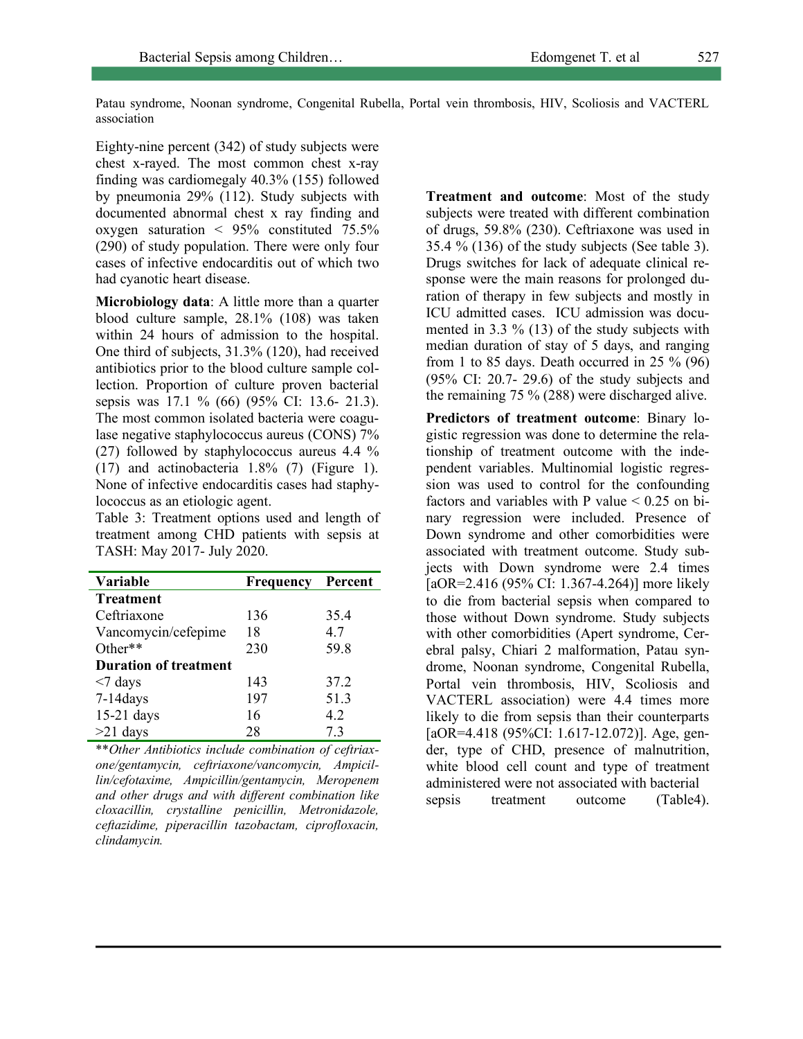Patau syndrome, Noonan syndrome, Congenital Rubella, Portal vein thrombosis, HIV, Scoliosis and VACTERL association

Eighty-nine percent (342) of study subjects were chest x-rayed. The most common chest x-ray finding was cardiomegaly 40.3% (155) followed by pneumonia 29% (112). Study subjects with documented abnormal chest x ray finding and oxygen saturation < 95% constituted 75.5% (290) of study population. There were only four cases of infective endocarditis out of which two had cyanotic heart disease.

**Microbiology data**: A little more than a quarter blood culture sample, 28.1% (108) was taken within 24 hours of admission to the hospital. One third of subjects, 31.3% (120), had received antibiotics prior to the blood culture sample collection. Proportion of culture proven bacterial sepsis was 17.1 % (66) (95% CI: 13.6- 21.3). The most common isolated bacteria were coagulase negative staphylococcus aureus (CONS) 7% (27) followed by staphylococcus aureus 4.4 % (17) and actinobacteria 1.8% (7) (Figure 1). None of infective endocarditis cases had staphylococcus as an etiologic agent.

Table 3: Treatment options used and length of treatment among CHD patients with sepsis at TASH: May 2017- July 2020.

| Variable | Frequency | Percent |
|---|---|---|
| **Treatment** | | |
| Ceftriaxone | 136 | 35.4 |
| Vancomycin/cefepime | 18 | 4.7 |
| Other** | 230 | 59.8 |
| **Duration of treatment** | | |
| <7 days | 143 | 37.2 |
| 7-14days | 197 | 51.3 |
| 15-21 days | 16 | 4.2 |
| >21 days | 28 | 7.3 |

***Other Antibiotics include combination of ceftriaxone/gentamycin, ceftriaxone/vancomycin, Ampicillin/cefotaxime, Ampicillin/gentamycin, Meropenem and other drugs and with different combination like cloxacillin, crystalline penicillin, Metronidazole, ceftazidime, piperacillin tazobactam, ciprofloxacin, clindamycin.*

**Treatment and outcome**: Most of the study subjects were treated with different combination of drugs, 59.8% (230). Ceftriaxone was used in 35.4 % (136) of the study subjects (See table 3). Drugs switches for lack of adequate clinical response were the main reasons for prolonged duration of therapy in few subjects and mostly in ICU admitted cases. ICU admission was documented in 3.3 % (13) of the study subjects with median duration of stay of 5 days, and ranging from 1 to 85 days. Death occurred in 25 % (96) (95% CI: 20.7- 29.6) of the study subjects and the remaining 75 % (288) were discharged alive.

**Predictors of treatment outcome**: Binary logistic regression was done to determine the relationship of treatment outcome with the independent variables. Multinomial logistic regression was used to control for the confounding factors and variables with P value < 0.25 on binary regression were included. Presence of Down syndrome and other comorbidities were associated with treatment outcome. Study subjects with Down syndrome were 2.4 times [aOR=2.416 (95% CI: 1.367-4.264)] more likely to die from bacterial sepsis when compared to those without Down syndrome. Study subjects with other comorbidities (Apert syndrome, Cerebral palsy, Chiari 2 malformation, Patau syndrome, Noonan syndrome, Congenital Rubella, Portal vein thrombosis, HIV, Scoliosis and VACTERL association) were 4.4 times more likely to die from sepsis than their counterparts [aOR=4.418 (95%CI: 1.617-12.072)]. Age, gender, type of CHD, presence of malnutrition, white blood cell count and type of treatment administered were not associated with bacterial sepsis treatment outcome (Table4).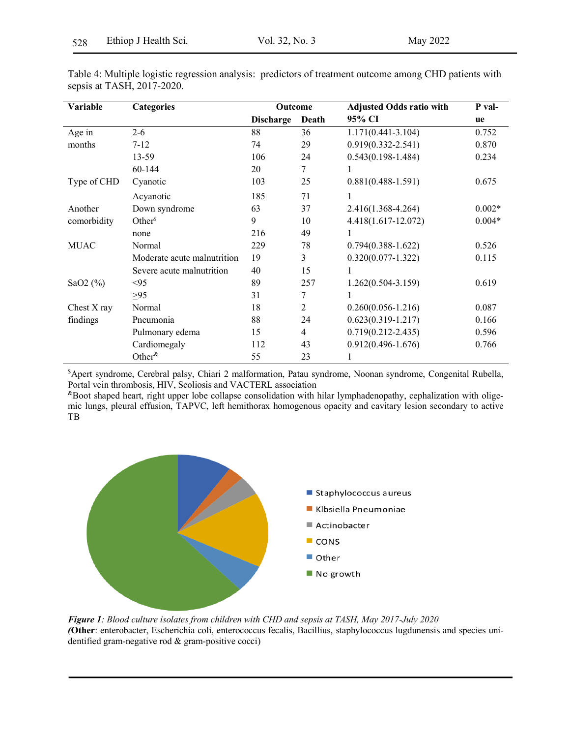Table 4: Multiple logistic regression analysis: predictors of treatment outcome among CHD patients with sepsis at TASH, 2017-2020.

| Variable | Categories | Outcome | | Adjusted Odds ratio with 95% CI | P value |
|---|---|---|---|---|---|
| | | Discharge | Death | | |
| Age in months | 2-6 | 88 | 36 | 1.171(0.441-3.104) | 0.752 |
| | 7-12 | 74 | 29 | 0.919(0.332-2.541) | 0.870 |
| | 13-59 | 106 | 24 | 0.543(0.198-1.484) | 0.234 |
| | 60-144 | 20 | 7 | 1 | |
| Type of CHD | Cyanotic | 103 | 25 | 0.881(0.488-1.591) | 0.675 |
| | Acyanotic | 185 | 71 | 1 | |
| Another comorbidity | Down syndrome | 63 | 37 | 2.416(1.368-4.264) | 0.002* |
| | Other[$] | 9 | 10 | 4.418(1.617-12.072) | 0.004* |
| | none | 216 | 49 | 1 | |
| MUAC | Normal | 229 | 78 | 0.794(0.388-1.622) | 0.526 |
| | Moderate acute malnutrition | 19 | 3 | 0.320(0.077-1.322) | 0.115 |
| | Severe acute malnutrition | 40 | 15 | 1 | |
| SaO2 (%) | <95 | 89 | 257 | 1.262(0.504-3.159) | 0.619 |
| | ≥95 | 31 | 7 | 1 | |
| Chest X ray findings | Normal | 18 | 2 | 0.260(0.056-1.216) | 0.087 |
| | Pneumonia | 88 | 24 | 0.623(0.319-1.217) | 0.166 |
| | Pulmonary edema | 15 | 4 | 0.719(0.212-2.435) | 0.596 |
| | Cardiomegaly | 112 | 43 | 0.912(0.496-1.676) | 0.766 |
| | Other[&] | 55 | 23 | 1 | |

[$]Apert syndrome, Cerebral palsy, Chiari 2 malformation, Patau syndrome, Noonan syndrome, Congenital Rubella, Portal vein thrombosis, HIV, Scoliosis and VACTERL association

[&]Boot shaped heart, right upper lobe collapse consolidation with hilar lymphadenopathy, cephalization with oligemic lungs, pleural effusion, TAPVC, left hemithorax homogenous opacity and cavitary lesion secondary to active TB

*Figure 1: Blood culture isolates from children with CHD and sepsis at TASH, May 2017-July 2020*
(**Other**: enterobacter, Escherichia coli, enterococcus fecalis, Bacillius, staphylococcus lugdunensis and species unidentified gram-negative rod & gram-positive cocci)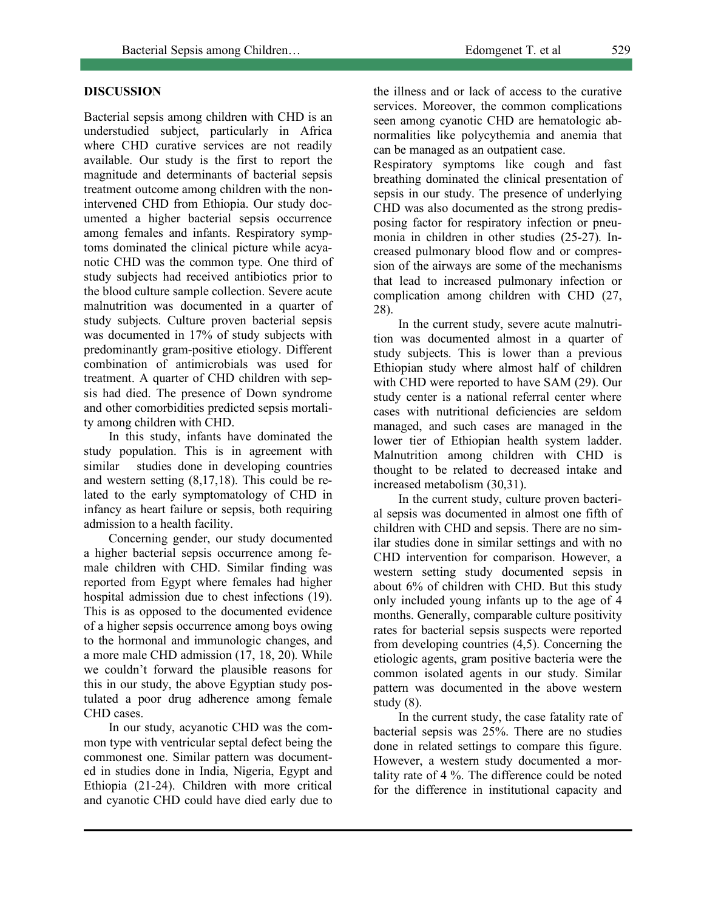## DISCUSSION

Bacterial sepsis among children with CHD is an understudied subject, particularly in Africa where CHD curative services are not readily available. Our study is the first to report the magnitude and determinants of bacterial sepsis treatment outcome among children with the non-intervened CHD from Ethiopia. Our study documented a higher bacterial sepsis occurrence among females and infants. Respiratory symptoms dominated the clinical picture while acyanotic CHD was the common type. One third of study subjects had received antibiotics prior to the blood culture sample collection. Severe acute malnutrition was documented in a quarter of study subjects. Culture proven bacterial sepsis was documented in 17% of study subjects with predominantly gram-positive etiology. Different combination of antimicrobials was used for treatment. A quarter of CHD children with sepsis had died. The presence of Down syndrome and other comorbidities predicted sepsis mortality among children with CHD.

In this study, infants have dominated the study population. This is in agreement with similar studies done in developing countries and western setting (8,17,18). This could be related to the early symptomatology of CHD in infancy as heart failure or sepsis, both requiring admission to a health facility.

Concerning gender, our study documented a higher bacterial sepsis occurrence among female children with CHD. Similar finding was reported from Egypt where females had higher hospital admission due to chest infections (19). This is as opposed to the documented evidence of a higher sepsis occurrence among boys owing to the hormonal and immunologic changes, and a more male CHD admission (17, 18, 20). While we couldn't forward the plausible reasons for this in our study, the above Egyptian study postulated a poor drug adherence among female CHD cases.

In our study, acyanotic CHD was the common type with ventricular septal defect being the commonest one. Similar pattern was documented in studies done in India, Nigeria, Egypt and Ethiopia (21-24). Children with more critical and cyanotic CHD could have died early due to the illness and or lack of access to the curative services. Moreover, the common complications seen among cyanotic CHD are hematologic abnormalities like polycythemia and anemia that can be managed as an outpatient case.

Respiratory symptoms like cough and fast breathing dominated the clinical presentation of sepsis in our study. The presence of underlying CHD was also documented as the strong predisposing factor for respiratory infection or pneumonia in children in other studies (25-27). Increased pulmonary blood flow and or compression of the airways are some of the mechanisms that lead to increased pulmonary infection or complication among children with CHD (27, 28).

In the current study, severe acute malnutrition was documented almost in a quarter of study subjects. This is lower than a previous Ethiopian study where almost half of children with CHD were reported to have SAM (29). Our study center is a national referral center where cases with nutritional deficiencies are seldom managed, and such cases are managed in the lower tier of Ethiopian health system ladder. Malnutrition among children with CHD is thought to be related to decreased intake and increased metabolism (30,31).

In the current study, culture proven bacterial sepsis was documented in almost one fifth of children with CHD and sepsis. There are no similar studies done in similar settings and with no CHD intervention for comparison. However, a western setting study documented sepsis in about 6% of children with CHD. But this study only included young infants up to the age of 4 months. Generally, comparable culture positivity rates for bacterial sepsis suspects were reported from developing countries (4,5). Concerning the etiologic agents, gram positive bacteria were the common isolated agents in our study. Similar pattern was documented in the above western study (8).

In the current study, the case fatality rate of bacterial sepsis was 25%. There are no studies done in related settings to compare this figure. However, a western study documented a mortality rate of 4 %. The difference could be noted for the difference in institutional capacity and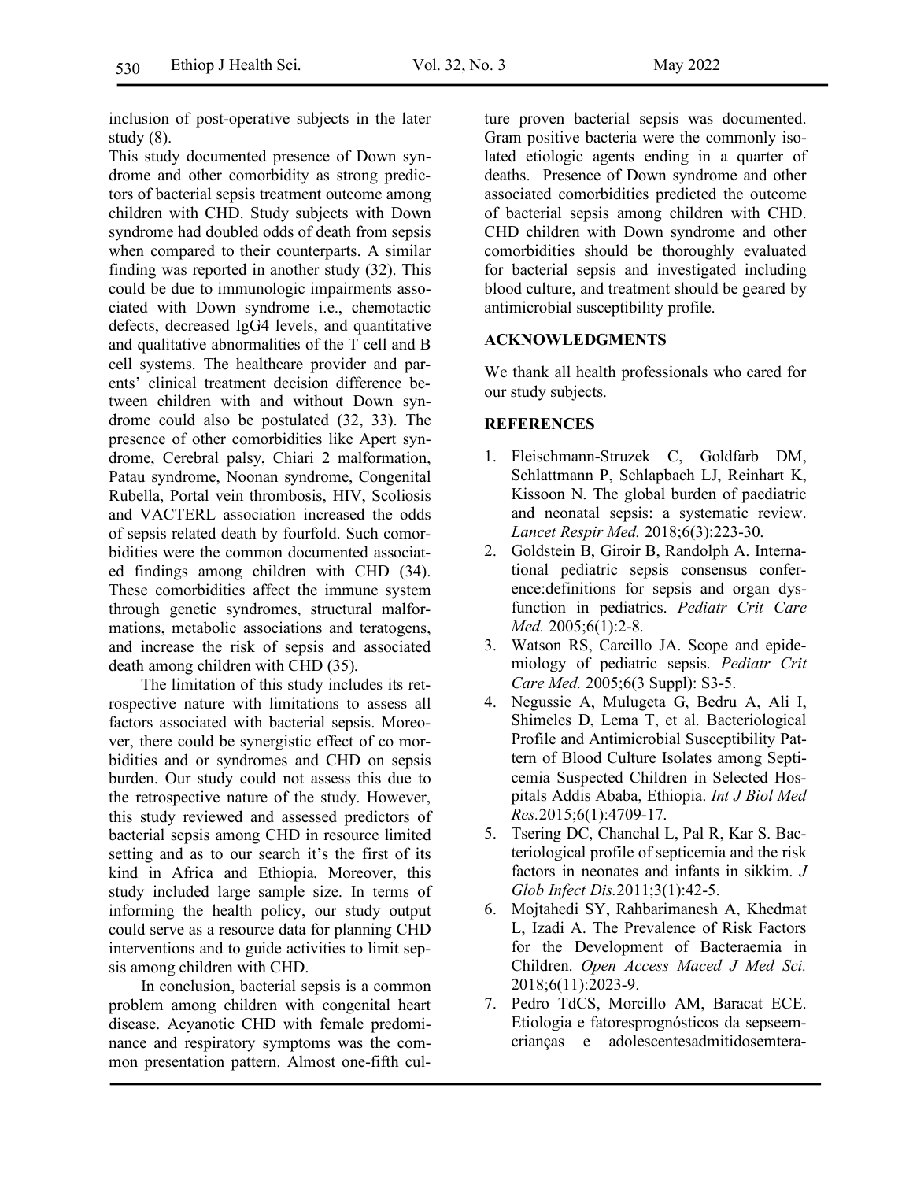inclusion of post-operative subjects in the later study (8).

This study documented presence of Down syndrome and other comorbidity as strong predictors of bacterial sepsis treatment outcome among children with CHD. Study subjects with Down syndrome had doubled odds of death from sepsis when compared to their counterparts. A similar finding was reported in another study (32). This could be due to immunologic impairments associated with Down syndrome i.e., chemotactic defects, decreased IgG4 levels, and quantitative and qualitative abnormalities of the T cell and B cell systems. The healthcare provider and parents' clinical treatment decision difference between children with and without Down syndrome could also be postulated (32, 33). The presence of other comorbidities like Apert syndrome, Cerebral palsy, Chiari 2 malformation, Patau syndrome, Noonan syndrome, Congenital Rubella, Portal vein thrombosis, HIV, Scoliosis and VACTERL association increased the odds of sepsis related death by fourfold. Such comorbidities were the common documented associated findings among children with CHD (34). These comorbidities affect the immune system through genetic syndromes, structural malformations, metabolic associations and teratogens, and increase the risk of sepsis and associated death among children with CHD (35).

The limitation of this study includes its retrospective nature with limitations to assess all factors associated with bacterial sepsis. Moreover, there could be synergistic effect of co morbidities and or syndromes and CHD on sepsis burden. Our study could not assess this due to the retrospective nature of the study. However, this study reviewed and assessed predictors of bacterial sepsis among CHD in resource limited setting and as to our search it's the first of its kind in Africa and Ethiopia. Moreover, this study included large sample size. In terms of informing the health policy, our study output could serve as a resource data for planning CHD interventions and to guide activities to limit sepsis among children with CHD.

In conclusion, bacterial sepsis is a common problem among children with congenital heart disease. Acyanotic CHD with female predominance and respiratory symptoms was the common presentation pattern. Almost one-fifth culture proven bacterial sepsis was documented. Gram positive bacteria were the commonly isolated etiologic agents ending in a quarter of deaths. Presence of Down syndrome and other associated comorbidities predicted the outcome of bacterial sepsis among children with CHD. CHD children with Down syndrome and other comorbidities should be thoroughly evaluated for bacterial sepsis and investigated including blood culture, and treatment should be geared by antimicrobial susceptibility profile.

## ACKNOWLEDGMENTS

We thank all health professionals who cared for our study subjects.

## REFERENCES

1. Fleischmann-Struzek C, Goldfarb DM, Schlattmann P, Schlapbach LJ, Reinhart K, Kissoon N. The global burden of paediatric and neonatal sepsis: a systematic review. *Lancet Respir Med.* 2018;6(3):223-30.
2. Goldstein B, Giroir B, Randolph A. International pediatric sepsis consensus conference:definitions for sepsis and organ dysfunction in pediatrics. *Pediatr Crit Care Med.* 2005;6(1):2-8.
3. Watson RS, Carcillo JA. Scope and epidemiology of pediatric sepsis. *Pediatr Crit Care Med.* 2005;6(3 Suppl): S3-5.
4. Negussie A, Mulugeta G, Bedru A, Ali I, Shimeles D, Lema T, et al. Bacteriological Profile and Antimicrobial Susceptibility Pattern of Blood Culture Isolates among Septicemia Suspected Children in Selected Hospitals Addis Ababa, Ethiopia. *Int J Biol Med Res.*2015;6(1):4709-17.
5. Tsering DC, Chanchal L, Pal R, Kar S. Bacteriological profile of septicemia and the risk factors in neonates and infants in sikkim. *J Glob Infect Dis.*2011;3(1):42-5.
6. Mojtahedi SY, Rahbarimanesh A, Khedmat L, Izadi A. The Prevalence of Risk Factors for the Development of Bacteraemia in Children. *Open Access Maced J Med Sci.* 2018;6(11):2023-9.
7. Pedro TdCS, Morcillo AM, Baracat ECE. Etiologia e fatoresprognósticos da sepseemcrianças e adolescentesadmitidosemtera-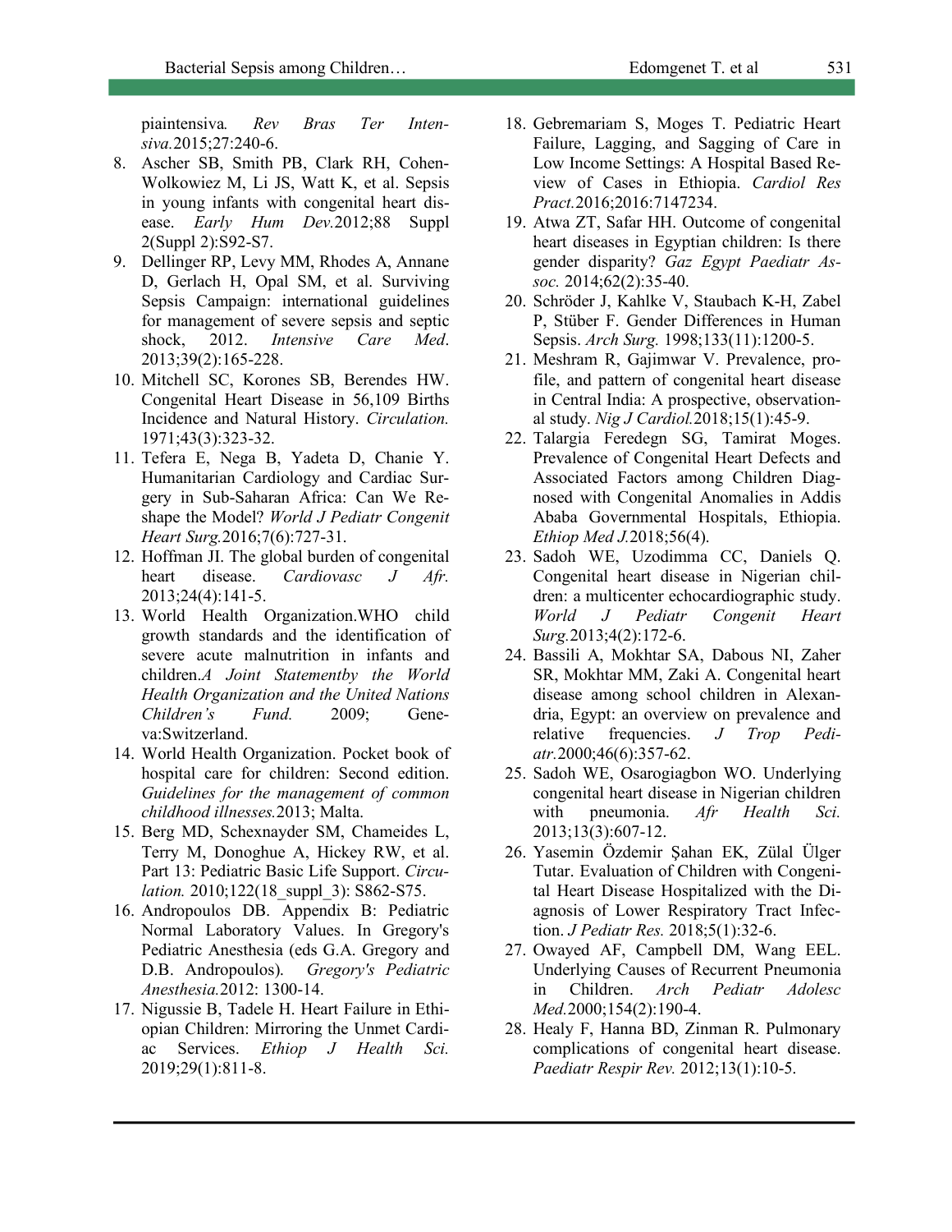piaintensiva. *Rev Bras Ter Intensiva.*2015;27:240-6.

8. Ascher SB, Smith PB, Clark RH, Cohen-Wolkowiez M, Li JS, Watt K, et al. Sepsis in young infants with congenital heart disease. *Early Hum Dev.*2012;88 Suppl 2(Suppl 2):S92-S7.
9. Dellinger RP, Levy MM, Rhodes A, Annane D, Gerlach H, Opal SM, et al. Surviving Sepsis Campaign: international guidelines for management of severe sepsis and septic shock, 2012. *Intensive Care Med*. 2013;39(2):165-228.
10. Mitchell SC, Korones SB, Berendes HW. Congenital Heart Disease in 56,109 Births Incidence and Natural History. *Circulation.* 1971;43(3):323-32.
11. Tefera E, Nega B, Yadeta D, Chanie Y. Humanitarian Cardiology and Cardiac Surgery in Sub-Saharan Africa: Can We Reshape the Model? *World J Pediatr Congenit Heart Surg.*2016;7(6):727-31.
12. Hoffman JI. The global burden of congenital heart disease. *Cardiovasc J Afr.* 2013;24(4):141-5.
13. World Health Organization.WHO child growth standards and the identification of severe acute malnutrition in infants and children.*A Joint Statementby the World Health Organization and the United Nations Children's Fund.* 2009; Geneva:Switzerland.
14. World Health Organization. Pocket book of hospital care for children: Second edition. *Guidelines for the management of common childhood illnesses.*2013; Malta.
15. Berg MD, Schexnayder SM, Chameides L, Terry M, Donoghue A, Hickey RW, et al. Part 13: Pediatric Basic Life Support. *Circulation.* 2010;122(18_suppl_3): S862-S75.
16. Andropoulos DB. Appendix B: Pediatric Normal Laboratory Values. In Gregory's Pediatric Anesthesia (eds G.A. Gregory and D.B. Andropoulos). *Gregory's Pediatric Anesthesia.*2012: 1300-14.
17. Nigussie B, Tadele H. Heart Failure in Ethiopian Children: Mirroring the Unmet Cardiac Services. *Ethiop J Health Sci.* 2019;29(1):811-8.
18. Gebremariam S, Moges T. Pediatric Heart Failure, Lagging, and Sagging of Care in Low Income Settings: A Hospital Based Review of Cases in Ethiopia. *Cardiol Res Pract.*2016;2016:7147234.
19. Atwa ZT, Safar HH. Outcome of congenital heart diseases in Egyptian children: Is there gender disparity? *Gaz Egypt Paediatr Assoc.* 2014;62(2):35-40.
20. Schröder J, Kahlke V, Staubach K-H, Zabel P, Stüber F. Gender Differences in Human Sepsis. *Arch Surg.* 1998;133(11):1200-5.
21. Meshram R, Gajimwar V. Prevalence, profile, and pattern of congenital heart disease in Central India: A prospective, observational study. *Nig J Cardiol.*2018;15(1):45-9.
22. Talargia Feredegn SG, Tamirat Moges. Prevalence of Congenital Heart Defects and Associated Factors among Children Diagnosed with Congenital Anomalies in Addis Ababa Governmental Hospitals, Ethiopia. *Ethiop Med J.*2018;56(4).
23. Sadoh WE, Uzodimma CC, Daniels Q. Congenital heart disease in Nigerian children: a multicenter echocardiographic study. *World J Pediatr Congenit Heart Surg.*2013;4(2):172-6.
24. Bassili A, Mokhtar SA, Dabous NI, Zaher SR, Mokhtar MM, Zaki A. Congenital heart disease among school children in Alexandria, Egypt: an overview on prevalence and relative frequencies. *J Trop Pediatr.*2000;46(6):357-62.
25. Sadoh WE, Osarogiagbon WO. Underlying congenital heart disease in Nigerian children with pneumonia. *Afr Health Sci.* 2013;13(3):607-12.
26. Yasemin Özdemir Şahan EK, Zülal Ülger Tutar. Evaluation of Children with Congenital Heart Disease Hospitalized with the Diagnosis of Lower Respiratory Tract Infection. *J Pediatr Res.* 2018;5(1):32-6.
27. Owayed AF, Campbell DM, Wang EEL. Underlying Causes of Recurrent Pneumonia in Children. *Arch Pediatr Adolesc Med.*2000;154(2):190-4.
28. Healy F, Hanna BD, Zinman R. Pulmonary complications of congenital heart disease. *Paediatr Respir Rev.* 2012;13(1):10-5.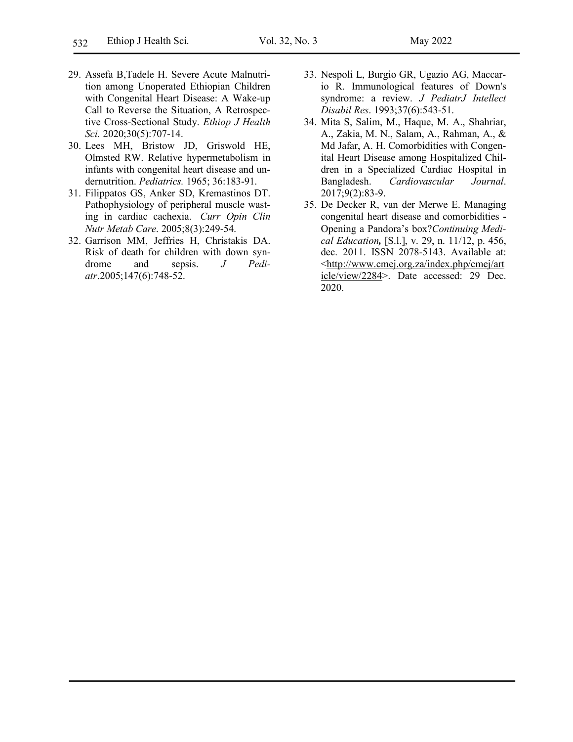29. Assefa B,Tadele H. Severe Acute Malnutrition among Unoperated Ethiopian Children with Congenital Heart Disease: A Wake-up Call to Reverse the Situation, A Retrospective Cross-Sectional Study. *Ethiop J Health Sci.* 2020;30(5):707-14.
30. Lees MH, Bristow JD, Griswold HE, Olmsted RW. Relative hypermetabolism in infants with congenital heart disease and undernutrition. *Pediatrics.* 1965; 36:183-91.
31. Filippatos GS, Anker SD, Kremastinos DT. Pathophysiology of peripheral muscle wasting in cardiac cachexia. *Curr Opin Clin Nutr Metab Care*. 2005;8(3):249-54.
32. Garrison MM, Jeffries H, Christakis DA. Risk of death for children with down syndrome and sepsis. *J Pediatr*.2005;147(6):748-52.
33. Nespoli L, Burgio GR, Ugazio AG, Maccario R. Immunological features of Down's syndrome: a review. *J PediatrJ Intellect Disabil Res*. 1993;37(6):543-51.
34. Mita S, Salim, M., Haque, M. A., Shahriar, A., Zakia, M. N., Salam, A., Rahman, A., & Md Jafar, A. H. Comorbidities with Congenital Heart Disease among Hospitalized Children in a Specialized Cardiac Hospital in Bangladesh. *Cardiovascular Journal*. 2017;9(2):83-9.
35. De Decker R, van der Merwe E. Managing congenital heart disease and comorbidities - Opening a Pandora's box?*Continuing Medical Education,* [S.l.], v. 29, n. 11/12, p. 456, dec. 2011. ISSN 2078-5143. Available at: <http://www.cmej.org.za/index.php/cmej/article/view/2284>. Date accessed: 29 Dec. 2020.